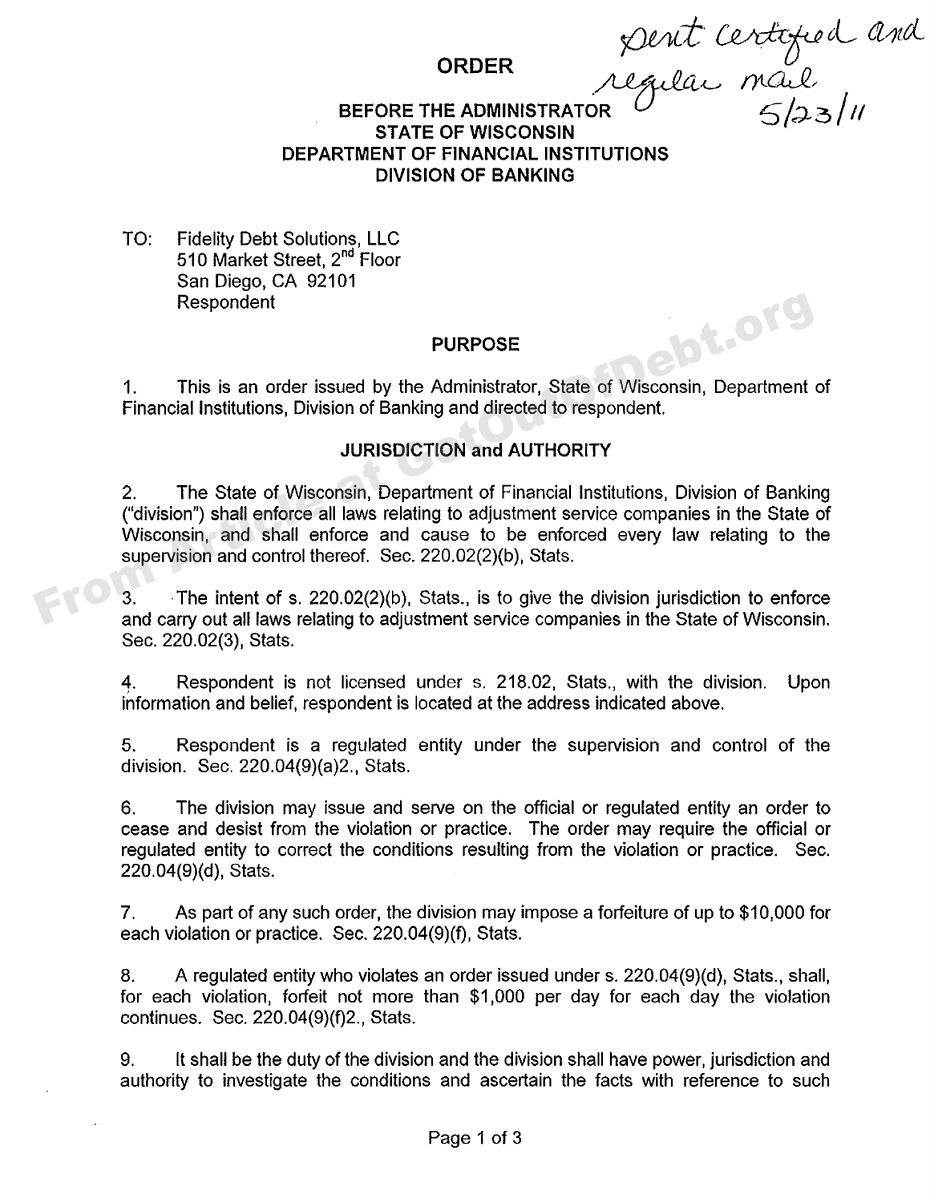# ORDER

*sent certified and regular mail 5/23/11*

**BEFORE THE ADMINISTRATOR**
**STATE OF WISCONSIN**
**DEPARTMENT OF FINANCIAL INSTITUTIONS**
**DIVISION OF BANKING**

TO: Fidelity Debt Solutions, LLC
510 Market Street, 2nd Floor
San Diego, CA 92101
Respondent

## PURPOSE

1. This is an order issued by the Administrator, State of Wisconsin, Department of Financial Institutions, Division of Banking and directed to respondent.

## JURISDICTION and AUTHORITY

2. The State of Wisconsin, Department of Financial Institutions, Division of Banking ("division") shall enforce all laws relating to adjustment service companies in the State of Wisconsin, and shall enforce and cause to be enforced every law relating to the supervision and control thereof. Sec. 220.02(2)(b), Stats.

3. The intent of s. 220.02(2)(b), Stats., is to give the division jurisdiction to enforce and carry out all laws relating to adjustment service companies in the State of Wisconsin. Sec. 220.02(3), Stats.

4. Respondent is not licensed under s. 218.02, Stats., with the division. Upon information and belief, respondent is located at the address indicated above.

5. Respondent is a regulated entity under the supervision and control of the division. Sec. 220.04(9)(a)2., Stats.

6. The division may issue and serve on the official or regulated entity an order to cease and desist from the violation or practice. The order may require the official or regulated entity to correct the conditions resulting from the violation or practice. Sec. 220.04(9)(d), Stats.

7. As part of any such order, the division may impose a forfeiture of up to $10,000 for each violation or practice. Sec. 220.04(9)(f), Stats.

8. A regulated entity who violates an order issued under s. 220.04(9)(d), Stats., shall, for each violation, forfeit not more than $1,000 per day for each day the violation continues. Sec. 220.04(9)(f)2., Stats.

9. It shall be the duty of the division and the division shall have power, jurisdiction and authority to investigate the conditions and ascertain the facts with reference to such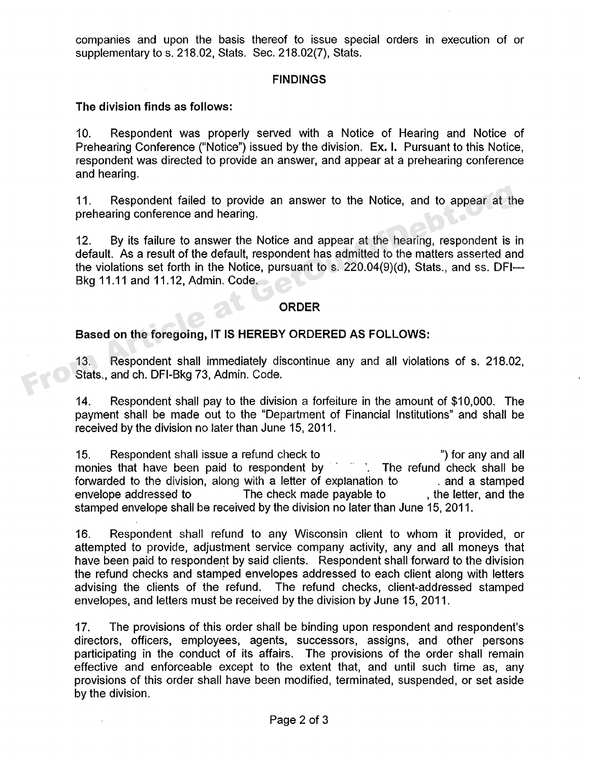companies and upon the basis thereof to issue special orders in execution of or supplementary to s. 218.02, Stats. Sec. 218.02(7), Stats.

## FINDINGS

**The division finds as follows:**

10. Respondent was properly served with a Notice of Hearing and Notice of Prehearing Conference ("Notice") issued by the division. **Ex. I.** Pursuant to this Notice, respondent was directed to provide an answer, and appear at a prehearing conference and hearing.

11. Respondent failed to provide an answer to the Notice, and to appear at the prehearing conference and hearing.

12. By its failure to answer the Notice and appear at the hearing, respondent is in default. As a result of the default, respondent has admitted to the matters asserted and the violations set forth in the Notice, pursuant to s. 220.04(9)(d), Stats., and ss. DFI—Bkg 11.11 and 11.12, Admin. Code.

## ORDER

**Based on the foregoing, IT IS HEREBY ORDERED AS FOLLOWS:**

13. Respondent shall immediately discontinue any and all violations of s. 218.02, Stats., and ch. DFI-Bkg 73, Admin. Code.

14. Respondent shall pay to the division a forfeiture in the amount of $10,000. The payment shall be made out to the "Department of Financial Institutions" and shall be received by the division no later than June 15, 2011.

15. Respondent shall issue a refund check to ") for any and all monies that have been paid to respondent by . The refund check shall be forwarded to the division, along with a letter of explanation to . and a stamped envelope addressed to The check made payable to , the letter, and the stamped envelope shall be received by the division no later than June 15, 2011.

16. Respondent shall refund to any Wisconsin client to whom it provided, or attempted to provide, adjustment service company activity, any and all moneys that have been paid to respondent by said clients. Respondent shall forward to the division the refund checks and stamped envelopes addressed to each client along with letters advising the clients of the refund. The refund checks, client-addressed stamped envelopes, and letters must be received by the division by June 15, 2011.

17. The provisions of this order shall be binding upon respondent and respondent's directors, officers, employees, agents, successors, assigns, and other persons participating in the conduct of its affairs. The provisions of the order shall remain effective and enforceable except to the extent that, and until such time as, any provisions of this order shall have been modified, terminated, suspended, or set aside by the division.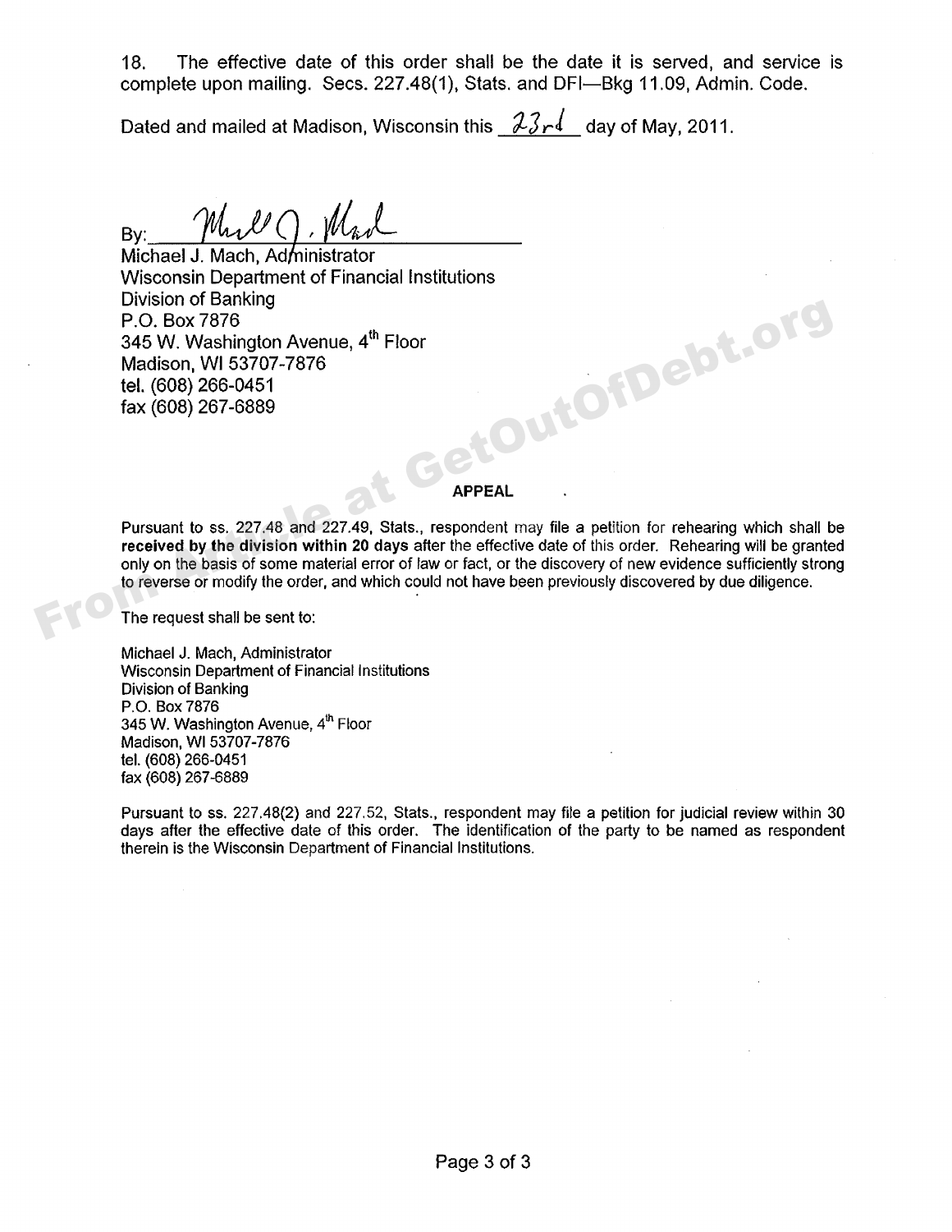18. The effective date of this order shall be the date it is served, and service is complete upon mailing. Secs. 227.48(1), Stats. and DFI—Bkg 11.09, Admin. Code.

Dated and mailed at Madison, Wisconsin this 23rd day of May, 2011.

By: _Michael J. Mach_

Michael J. Mach, Administrator
Wisconsin Department of Financial Institutions
Division of Banking
P.O. Box 7876
345 W. Washington Avenue, 4th Floor
Madison, WI 53707-7876
tel. (608) 266-0451
fax (608) 267-6889

**APPEAL**

Pursuant to ss. 227.48 and 227.49, Stats., respondent may file a petition for rehearing which shall be **received by the division within 20 days** after the effective date of this order. Rehearing will be granted only on the basis of some material error of law or fact, or the discovery of new evidence sufficiently strong to reverse or modify the order, and which could not have been previously discovered by due diligence.

The request shall be sent to:

Michael J. Mach, Administrator
Wisconsin Department of Financial Institutions
Division of Banking
P.O. Box 7876
345 W. Washington Avenue, 4th Floor
Madison, WI 53707-7876
tel. (608) 266-0451
fax (608) 267-6889

Pursuant to ss. 227.48(2) and 227.52, Stats., respondent may file a petition for judicial review within 30 days after the effective date of this order. The identification of the party to be named as respondent therein is the Wisconsin Department of Financial Institutions.